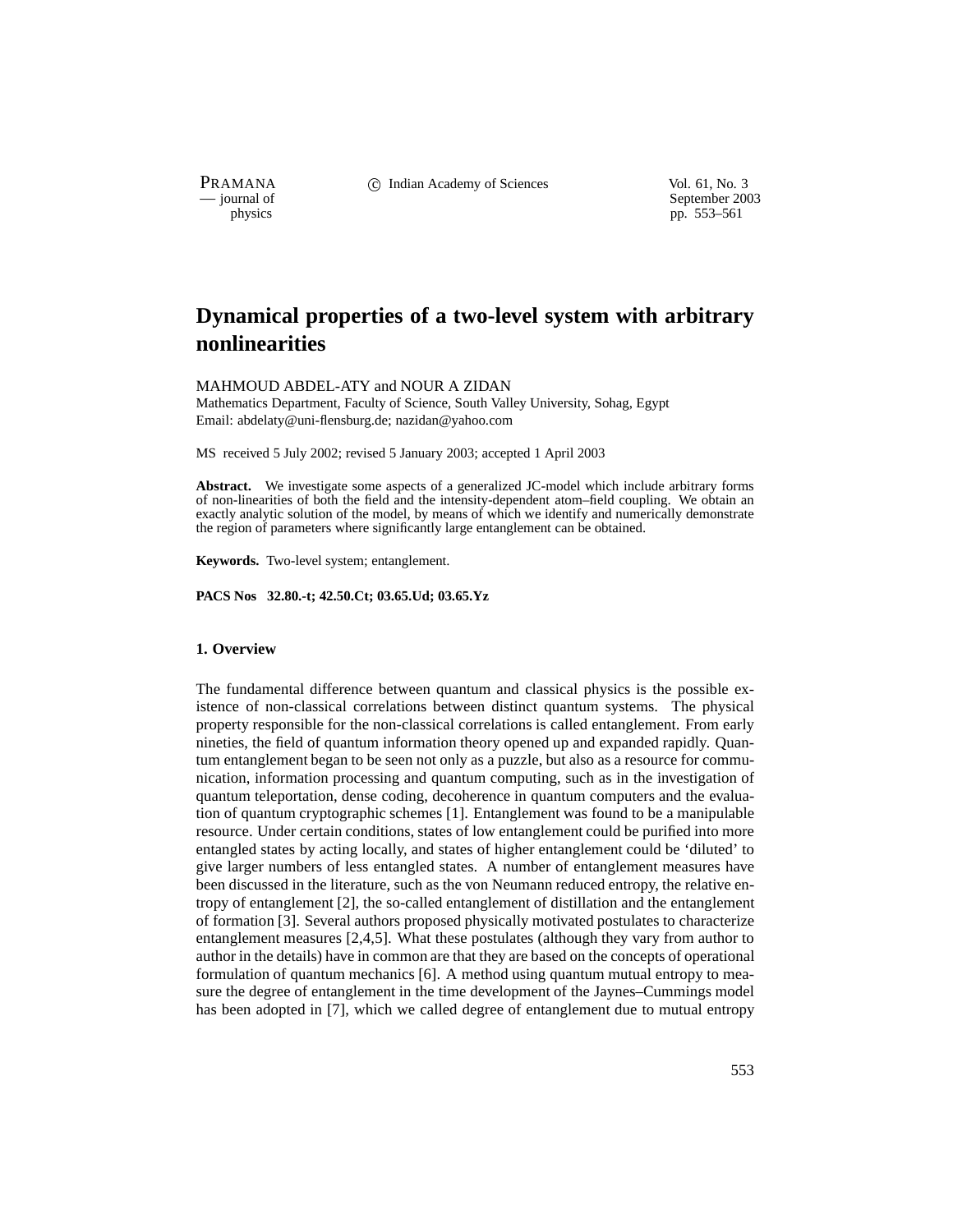# Dynamical properties of a two-level system with arbitrary nonlinearities

MAHMOUD ABDEL-ATY and NOUR A ZIDAN

Mathematics Department, Faculty of Science, South Valley University, Sohag, Egypt
Email: abdelaty@uni-flensburg.de; nazidan@yahoo.com

MS received 5 July 2002; revised 5 January 2003; accepted 1 April 2003

**Abstract.** We investigate some aspects of a generalized JC-model which include arbitrary forms of non-linearities of both the field and the intensity-dependent atom–field coupling. We obtain an exactly analytic solution of the model, by means of which we identify and numerically demonstrate the region of parameters where significantly large entanglement can be obtained.

**Keywords.** Two-level system; entanglement.

**PACS Nos 32.80.-t; 42.50.Ct; 03.65.Ud; 03.65.Yz**

## 1. Overview

The fundamental difference between quantum and classical physics is the possible existence of non-classical correlations between distinct quantum systems. The physical property responsible for the non-classical correlations is called entanglement. From early nineties, the field of quantum information theory opened up and expanded rapidly. Quantum entanglement began to be seen not only as a puzzle, but also as a resource for communication, information processing and quantum computing, such as in the investigation of quantum teleportation, dense coding, decoherence in quantum computers and the evaluation of quantum cryptographic schemes [1]. Entanglement was found to be a manipulable resource. Under certain conditions, states of low entanglement could be purified into more entangled states by acting locally, and states of higher entanglement could be 'diluted' to give larger numbers of less entangled states. A number of entanglement measures have been discussed in the literature, such as the von Neumann reduced entropy, the relative entropy of entanglement [2], the so-called entanglement of distillation and the entanglement of formation [3]. Several authors proposed physically motivated postulates to characterize entanglement measures [2,4,5]. What these postulates (although they vary from author to author in the details) have in common are that they are based on the concepts of operational formulation of quantum mechanics [6]. A method using quantum mutual entropy to measure the degree of entanglement in the time development of the Jaynes–Cummings model has been adopted in [7], which we called degree of entanglement due to mutual entropy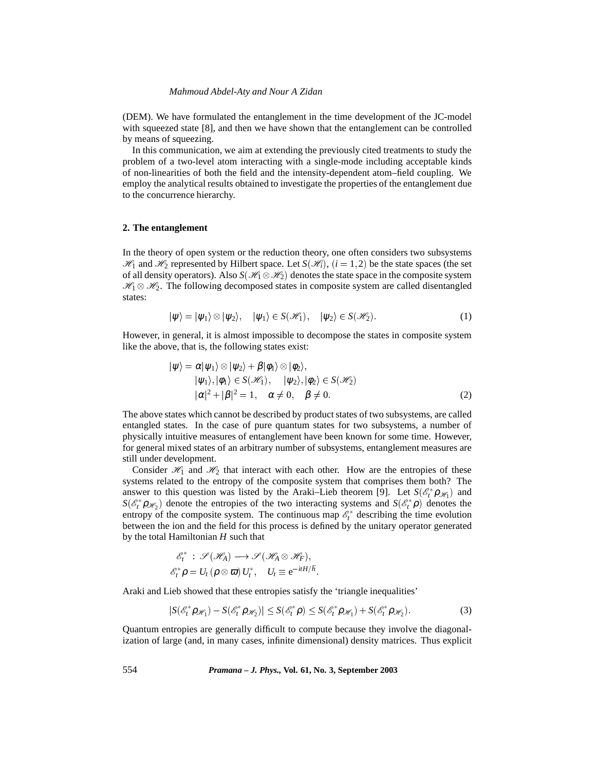(DEM). We have formulated the entanglement in the time development of the JC-model with squeezed state [8], and then we have shown that the entanglement can be controlled by means of squeezing.

In this communication, we aim at extending the previously cited treatments to study the problem of a two-level atom interacting with a single-mode including acceptable kinds of non-linearities of both the field and the intensity-dependent atom–field coupling. We employ the analytical results obtained to investigate the properties of the entanglement due to the concurrence hierarchy.

## 2. The entanglement

In the theory of open system or the reduction theory, one often considers two subsystems $\mathscr{H}_1$ and $\mathscr{H}_2$ represented by Hilbert space. Let $S(\mathscr{H}_i)$, $(i = 1, 2)$ be the state spaces (the set of all density operators). Also $S(\mathscr{H}_1 \otimes \mathscr{H}_2)$ denotes the state space in the composite system $\mathscr{H}_1 \otimes \mathscr{H}_2$. The following decomposed states in composite system are called disentangled states:

$$|\psi\rangle = |\psi_1\rangle \otimes |\psi_2\rangle, \quad |\psi_1\rangle \in S(\mathscr{H}_1), \quad |\psi_2\rangle \in S(\mathscr{H}_2). \tag{1}$$

However, in general, it is almost impossible to decompose the states in composite system like the above, that is, the following states exist:

$$\begin{aligned}
|\psi\rangle = \alpha|\psi_1\rangle \otimes |\psi_2\rangle + \beta|\phi_1\rangle \otimes |\phi_2\rangle,& \\
|\psi_1\rangle, |\phi_1\rangle \in S(\mathscr{H}_1), \quad |\psi_2\rangle, |\phi_2\rangle \in S(\mathscr{H}_2)& \\
|\alpha|^2 + |\beta|^2 = 1, \quad \alpha \neq 0, \quad \beta \neq 0.&
\end{aligned} \tag{2}$$

The above states which cannot be described by product states of two subsystems, are called entangled states. In the case of pure quantum states for two subsystems, a number of physically intuitive measures of entanglement have been known for some time. However, for general mixed states of an arbitrary number of subsystems, entanglement measures are still under development.

Consider $\mathscr{H}_1$ and $\mathscr{H}_2$ that interact with each other. How are the entropies of these systems related to the entropy of the composite system that comprises them both? The answer to this question was listed by the Araki–Lieb theorem [9]. Let $S(\mathscr{E}_t^* \rho_{\mathscr{H}_1})$ and $S(\mathscr{E}_t^* \rho_{\mathscr{H}_2})$ denote the entropies of the two interacting systems and $S(\mathscr{E}_t^* \rho)$ denotes the entropy of the composite system. The continuous map $\mathscr{E}_t^*$ describing the time evolution between the ion and the field for this process is defined by the unitary operator generated by the total Hamiltonian $H$ such that

$$\begin{aligned}
&\mathscr{E}_t^* : \mathscr{S}(\mathscr{H}_A) \longrightarrow \mathscr{S}(\mathscr{H}_A \otimes \mathscr{H}_F), \\
&\mathscr{E}_t^* \rho = U_t (\rho \otimes \varpi) U_t^*, \quad U_t \equiv \mathrm{e}^{-itH/\hbar}.
\end{aligned}$$

Araki and Lieb showed that these entropies satisfy the 'triangle inequalities'

$$|S(\mathscr{E}_t^* \rho_{\mathscr{H}_1}) - S(\mathscr{E}_t^* \rho_{\mathscr{H}_2})| \leq S(\mathscr{E}_t^* \rho) \leq S(\mathscr{E}_t^* \rho_{\mathscr{H}_1}) + S(\mathscr{E}_t^* \rho_{\mathscr{H}_2}). \tag{3}$$

Quantum entropies are generally difficult to compute because they involve the diagonalization of large (and, in many cases, infinite dimensional) density matrices. Thus explicit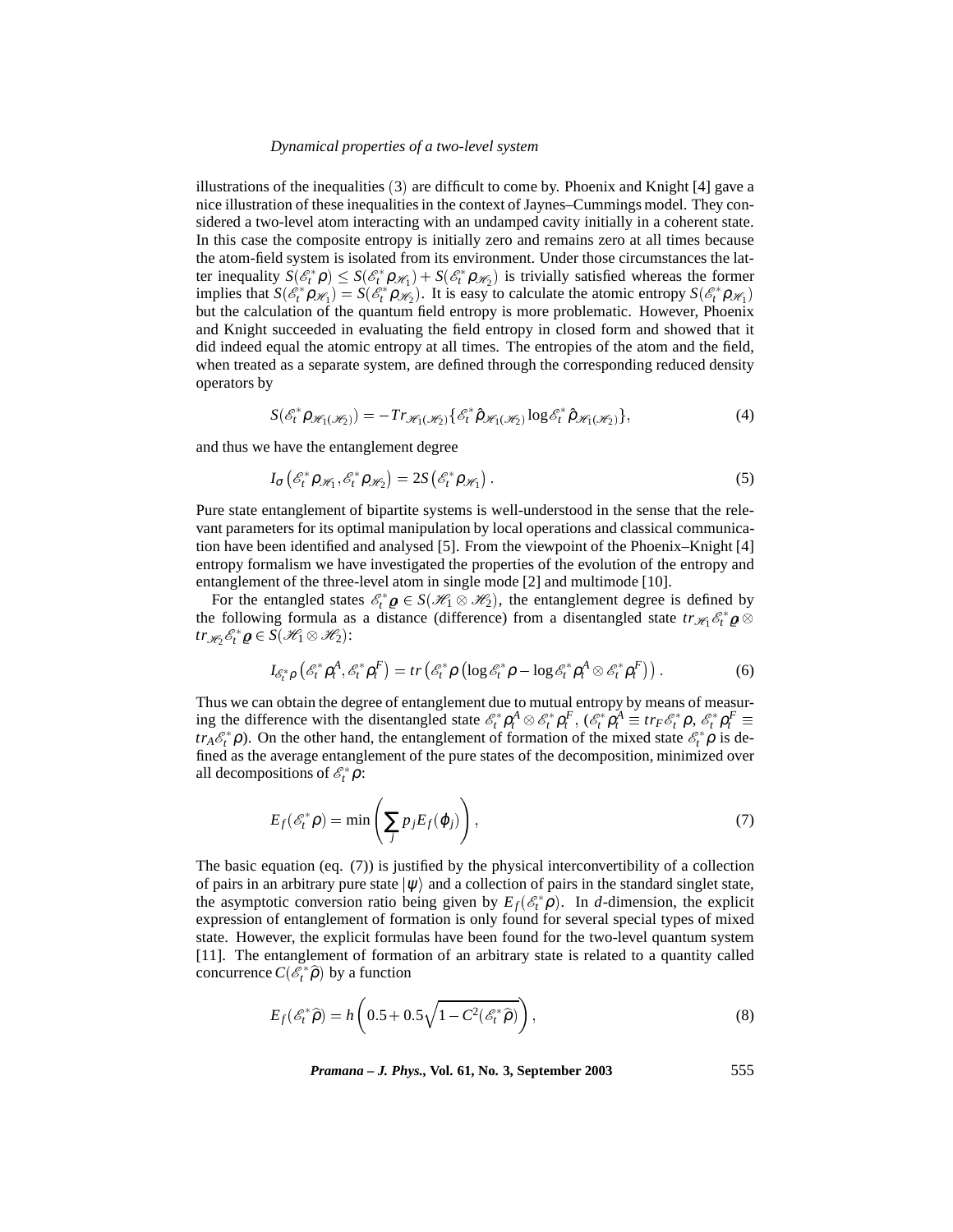illustrations of the inequalities (3) are difficult to come by. Phoenix and Knight [4] gave a nice illustration of these inequalities in the context of Jaynes–Cummings model. They considered a two-level atom interacting with an undamped cavity initially in a coherent state. In this case the composite entropy is initially zero and remains zero at all times because the atom-field system is isolated from its environment. Under those circumstances the latter inequality $S(\mathcal{E}_t^* \rho) \leq S(\mathcal{E}_t^* \rho_{\mathcal{H}_1}) + S(\mathcal{E}_t^* \rho_{\mathcal{H}_2})$ is trivially satisfied whereas the former implies that $S(\mathcal{E}_t^* \rho_{\mathcal{H}_1}) = S(\mathcal{E}_t^* \rho_{\mathcal{H}_2})$. It is easy to calculate the atomic entropy $S(\mathcal{E}_t^* \rho_{\mathcal{H}_1})$ but the calculation of the quantum field entropy is more problematic. However, Phoenix and Knight succeeded in evaluating the field entropy in closed form and showed that it did indeed equal the atomic entropy at all times. The entropies of the atom and the field, when treated as a separate system, are defined through the corresponding reduced density operators by

$$S(\mathcal{E}_t^* \rho_{\mathcal{H}_1(\mathcal{H}_2)}) = -Tr_{\mathcal{H}_1(\mathcal{H}_2)}\{\mathcal{E}_t^* \hat{\rho}_{\mathcal{H}_1(\mathcal{H}_2)} \log \mathcal{E}_t^* \hat{\rho}_{\mathcal{H}_1(\mathcal{H}_2)}\}, \tag{4}$$

and thus we have the entanglement degree

$$I_\sigma\left(\mathcal{E}_t^* \rho_{\mathcal{H}_1}, \mathcal{E}_t^* \rho_{\mathcal{H}_2}\right) = 2S\left(\mathcal{E}_t^* \rho_{\mathcal{H}_1}\right). \tag{5}$$

Pure state entanglement of bipartite systems is well-understood in the sense that the relevant parameters for its optimal manipulation by local operations and classical communication have been identified and analysed [5]. From the viewpoint of the Phoenix–Knight [4] entropy formalism we have investigated the properties of the evolution of the entropy and entanglement of the three-level atom in single mode [2] and multimode [10].

For the entangled states $\mathcal{E}_t^* \varrho \in S(\mathcal{H}_1 \otimes \mathcal{H}_2)$, the entanglement degree is defined by the following formula as a distance (difference) from a disentangled state $tr_{\mathcal{H}_1} \mathcal{E}_t^* \varrho \otimes tr_{\mathcal{H}_2} \mathcal{E}_t^* \varrho \in S(\mathcal{H}_1 \otimes \mathcal{H}_2)$:

$$I_{\mathcal{E}_t^* \rho}\left(\mathcal{E}_t^* \rho_t^A, \mathcal{E}_t^* \rho_t^F\right) = tr\left(\mathcal{E}_t^* \rho \left(\log \mathcal{E}_t^* \rho - \log \mathcal{E}_t^* \rho_t^A \otimes \mathcal{E}_t^* \rho_t^F\right)\right). \tag{6}$$

Thus we can obtain the degree of entanglement due to mutual entropy by means of measuring the difference with the disentangled state $\mathcal{E}_t^* \rho_t^A \otimes \mathcal{E}_t^* \rho_t^F$, ($\mathcal{E}_t^* \rho_t^A \equiv tr_F \mathcal{E}_t^* \rho$, $\mathcal{E}_t^* \rho_t^F \equiv tr_A \mathcal{E}_t^* \rho$). On the other hand, the entanglement of formation of the mixed state $\mathcal{E}_t^* \rho$ is defined as the average entanglement of the pure states of the decomposition, minimized over all decompositions of $\mathcal{E}_t^* \rho$:

$$E_f(\mathcal{E}_t^* \rho) = \min\left(\sum_j p_j E_f(\varphi_j)\right), \tag{7}$$

The basic equation (eq. (7)) is justified by the physical interconvertibility of a collection of pairs in an arbitrary pure state $|\psi\rangle$ and a collection of pairs in the standard singlet state, the asymptotic conversion ratio being given by $E_f(\mathcal{E}_t^* \rho)$. In $d$-dimension, the explicit expression of entanglement of formation is only found for several special types of mixed state. However, the explicit formulas have been found for the two-level quantum system [11]. The entanglement of formation of an arbitrary state is related to a quantity called concurrence $C(\mathcal{E}_t^* \widehat{\rho})$ by a function

$$E_f(\mathcal{E}_t^* \widehat{\rho}) = h\left(0.5 + 0.5\sqrt{1 - C^2(\mathcal{E}_t^* \widehat{\rho})}\right), \tag{8}$$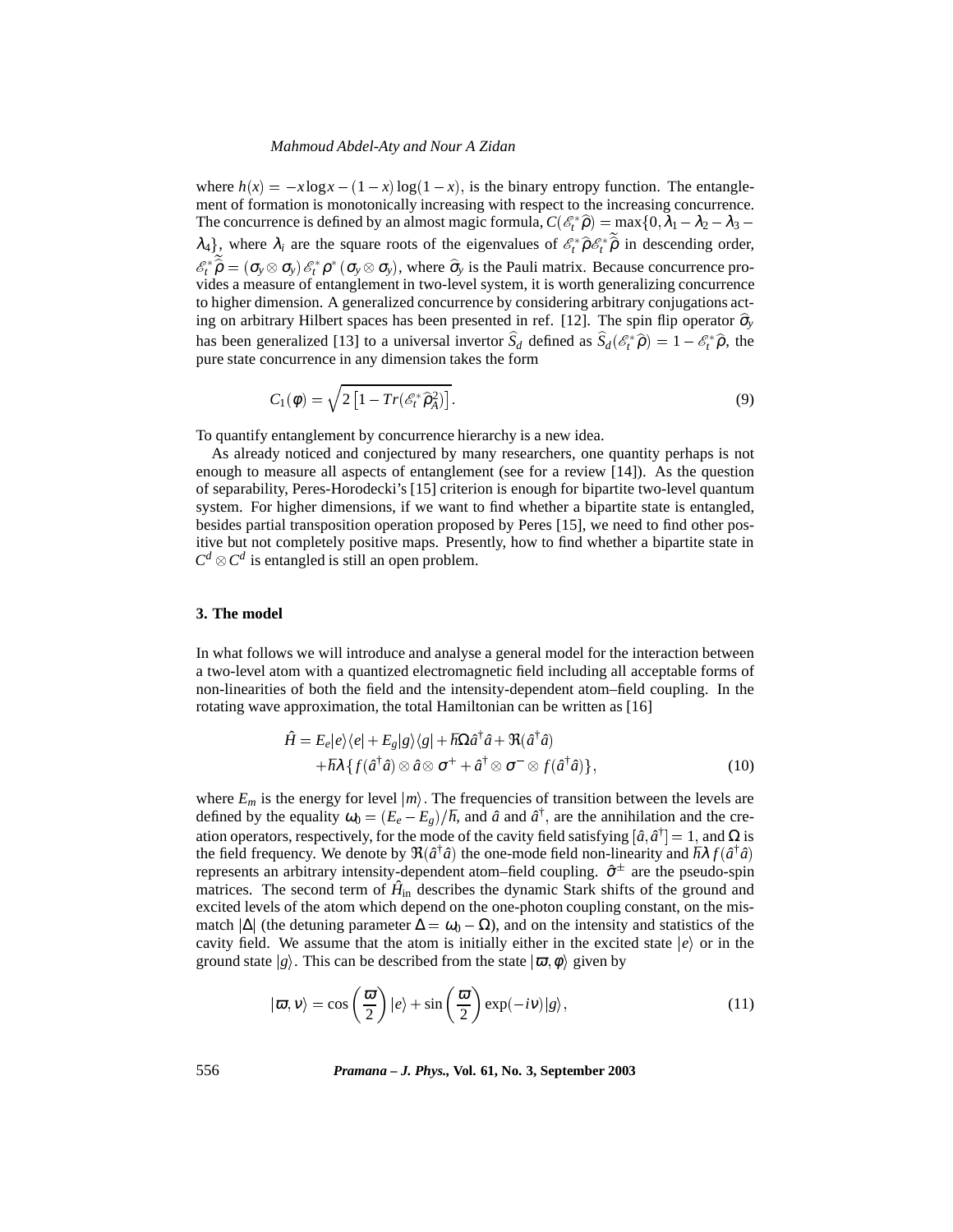where $h(x) = -x\log x - (1-x)\log(1-x)$, is the binary entropy function. The entanglement of formation is monotonically increasing with respect to the increasing concurrence. The concurrence is defined by an almost magic formula, $C(\mathscr{E}_t^{*}\widehat{\rho}) = \max\{0, \lambda_1 - \lambda_2 - \lambda_3 - \lambda_4\}$, where $\lambda_i$ are the square roots of the eigenvalues of $\mathscr{E}_t^{*}\widehat{\rho}\mathscr{E}_t^{*}\widetilde{\widehat{\rho}}$ in descending order, $\mathscr{E}_t^{*}\widetilde{\widehat{\rho}} = (\sigma_y \otimes \sigma_y)\mathscr{E}_t^{*}\rho^{*}(\sigma_y \otimes \sigma_y)$, where $\widehat{\sigma}_y$ is the Pauli matrix. Because concurrence provides a measure of entanglement in two-level system, it is worth generalizing concurrence to higher dimension. A generalized concurrence by considering arbitrary conjugations acting on arbitrary Hilbert spaces has been presented in ref. [12]. The spin flip operator $\widehat{\sigma}_y$ has been generalized [13] to a universal invertor $\widehat{S}_d$ defined as $\widehat{S}_d(\mathscr{E}_t^{*}\widehat{\rho}) = 1 - \mathscr{E}_t^{*}\widehat{\rho}$, the pure state concurrence in any dimension takes the form

$$C_1(\phi) = \sqrt{2\left[1 - Tr(\mathscr{E}_t^{*}\widehat{\rho}_A^2)\right]}. \tag{9}$$

To quantify entanglement by concurrence hierarchy is a new idea.

As already noticed and conjectured by many researchers, one quantity perhaps is not enough to measure all aspects of entanglement (see for a review [14]). As the question of separability, Peres-Horodecki's [15] criterion is enough for bipartite two-level quantum system. For higher dimensions, if we want to find whether a bipartite state is entangled, besides partial transposition operation proposed by Peres [15], we need to find other positive but not completely positive maps. Presently, how to find whether a bipartite state in $C^d \otimes C^d$ is entangled is still an open problem.

## 3. The model

In what follows we will introduce and analyse a general model for the interaction between a two-level atom with a quantized electromagnetic field including all acceptable forms of non-linearities of both the field and the intensity-dependent atom–field coupling. In the rotating wave approximation, the total Hamiltonian can be written as [16]

$$\begin{aligned}\hat{H} = {} & E_e|e\rangle\langle e| + E_g|g\rangle\langle g| + \hbar\Omega\hat{a}^{\dagger}\hat{a} + \Re(\hat{a}^{\dagger}\hat{a}) \\ & + \hbar\lambda\{f(\hat{a}^{\dagger}\hat{a}) \otimes \hat{a} \otimes \sigma^{+} + \hat{a}^{\dagger} \otimes \sigma^{-} \otimes f(\hat{a}^{\dagger}\hat{a})\},\end{aligned} \tag{10}$$

where $E_m$ is the energy for level $|m\rangle$. The frequencies of transition between the levels are defined by the equality $\omega_0 = (E_e - E_g)/\hbar$, and $\hat{a}$ and $\hat{a}^{\dagger}$, are the annihilation and the creation operators, respectively, for the mode of the cavity field satisfying $[\hat{a}, \hat{a}^{\dagger}] = 1$, and $\Omega$ is the field frequency. We denote by $\Re(\hat{a}^{\dagger}\hat{a})$ the one-mode field non-linearity and $\hbar\lambda f(\hat{a}^{\dagger}\hat{a})$ represents an arbitrary intensity-dependent atom–field coupling. $\hat{\sigma}^{\pm}$ are the pseudo-spin matrices. The second term of $\hat{H}_{\text{in}}$ describes the dynamic Stark shifts of the ground and excited levels of the atom which depend on the one-photon coupling constant, on the mismatch $|\Delta|$ (the detuning parameter $\Delta = \omega_0 - \Omega$), and on the intensity and statistics of the cavity field. We assume that the atom is initially either in the excited state $|e\rangle$ or in the ground state $|g\rangle$. This can be described from the state $|\varpi, \phi\rangle$ given by

$$|\varpi, \nu\rangle = \cos\left(\frac{\varpi}{2}\right)|e\rangle + \sin\left(\frac{\varpi}{2}\right)\exp(-i\nu)|g\rangle, \tag{11}$$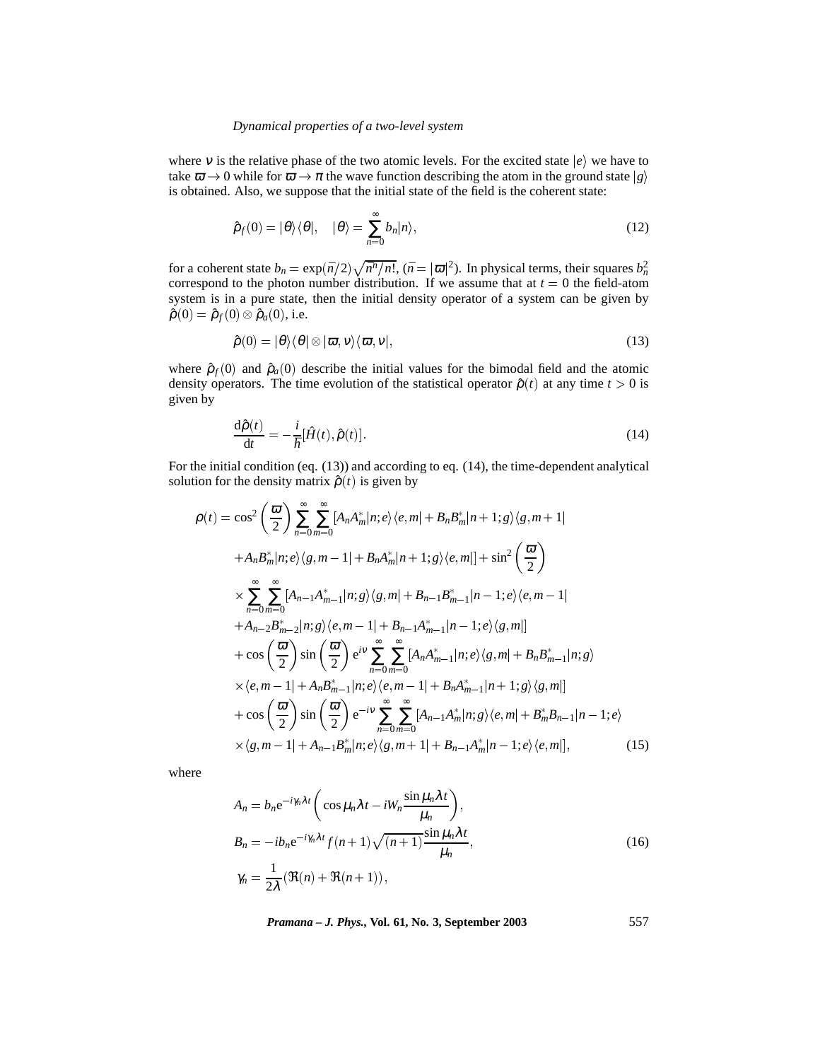where $\nu$ is the relative phase of the two atomic levels. For the excited state $|e\rangle$ we have to take $\varpi \to 0$ while for $\varpi \to \pi$ the wave function describing the atom in the ground state $|g\rangle$ is obtained. Also, we suppose that the initial state of the field is the coherent state:

$$\hat{\rho}_f(0) = |\theta\rangle\langle\theta|, \quad |\theta\rangle = \sum_{n=0}^{\infty} b_n |n\rangle, \tag{12}$$

for a coherent state $b_n = \exp(\bar{n}/2)\sqrt{\bar{n}^n/n!}$, ($\bar{n} = |\varpi|^2$). In physical terms, their squares $b_n^2$ correspond to the photon number distribution. If we assume that at $t = 0$ the field-atom system is in a pure state, then the initial density operator of a system can be given by $\hat{\rho}(0) = \hat{\rho}_f(0) \otimes \hat{\rho}_a(0)$, i.e.

$$\hat{\rho}(0) = |\theta\rangle\langle\theta| \otimes |\varpi, \nu\rangle\langle\varpi, \nu|, \tag{13}$$

where $\hat{\rho}_f(0)$ and $\hat{\rho}_a(0)$ describe the initial values for the bimodal field and the atomic density operators. The time evolution of the statistical operator $\hat{\rho}(t)$ at any time $t > 0$ is given by

$$\frac{\mathrm{d}\hat{\rho}(t)}{\mathrm{d}t} = -\frac{i}{\hbar}[\hat{H}(t), \hat{\rho}(t)]. \tag{14}$$

For the initial condition (eq. (13)) and according to eq. (14), the time-dependent analytical solution for the density matrix $\hat{\rho}(t)$ is given by

$$\begin{aligned}
\rho(t) = {} & \cos^2\left(\frac{\varpi}{2}\right) \sum_{n=0}^{\infty}\sum_{m=0}^{\infty} [A_n A_m^* |n;e\rangle\langle e,m| + B_n B_m^* |n+1;g\rangle\langle g,m+1| \\
& + A_n B_m^* |n;e\rangle\langle g,m-1| + B_n A_m^* |n+1;g\rangle\langle e,m|] + \sin^2\left(\frac{\varpi}{2}\right) \\
& \times \sum_{n=0}^{\infty}\sum_{m=0}^{\infty} [A_{n-1} A_{m-1}^* |n;g\rangle\langle g,m| + B_{n-1} B_{m-1}^* |n-1;e\rangle\langle e,m-1| \\
& + A_{n-2} B_{m-2}^* |n;g\rangle\langle e,m-1| + B_{n-1} A_{m-1}^* |n-1;e\rangle\langle g,m|] \\
& + \cos\left(\frac{\varpi}{2}\right)\sin\left(\frac{\varpi}{2}\right) \mathrm{e}^{i\nu} \sum_{n=0}^{\infty}\sum_{m=0}^{\infty} [A_n A_{m-1}^* |n;e\rangle\langle g,m| + B_n B_{m-1}^* |n;g\rangle \\
& \times \langle e,m-1| + A_n B_{m-1}^* |n;e\rangle\langle e,m-1| + B_n A_{m-1}^* |n+1;g\rangle\langle g,m|] \\
& + \cos\left(\frac{\varpi}{2}\right)\sin\left(\frac{\varpi}{2}\right) \mathrm{e}^{-i\nu} \sum_{n=0}^{\infty}\sum_{m=0}^{\infty} [A_{n-1} A_m^* |n;g\rangle\langle e,m| + B_m^* B_{n-1} |n-1;e\rangle \\
& \times \langle g,m-1| + A_{n-1} B_m^* |n;e\rangle\langle g,m+1| + B_{n-1} A_m^* |n-1;e\rangle\langle e,m|],
\end{aligned} \tag{15}$$

where

$$\begin{aligned}
A_n &= b_n \mathrm{e}^{-i\gamma_n \lambda t}\left(\cos\mu_n\lambda t - iW_n \frac{\sin\mu_n\lambda t}{\mu_n}\right), \\
B_n &= -ib_n \mathrm{e}^{-i\gamma_n\lambda t} f(n+1)\sqrt{(n+1)}\frac{\sin\mu_n\lambda t}{\mu_n}, \\
\gamma_n &= \frac{1}{2\lambda}(\Re(n) + \Re(n+1)),
\end{aligned} \tag{16}$$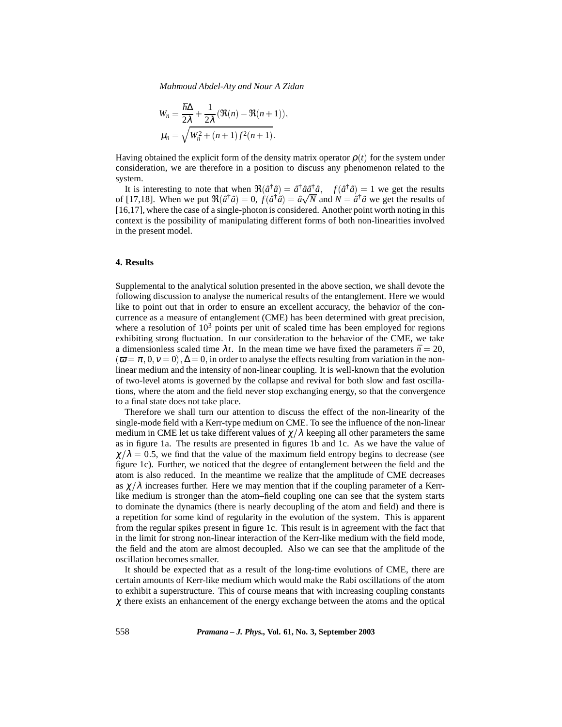$$W_n = \frac{\hbar\Delta}{2\lambda} + \frac{1}{2\lambda}(\Re(n) - \Re(n+1)),$$

$$\mu_n = \sqrt{W_n^2 + (n+1)f^2(n+1)}.$$

Having obtained the explicit form of the density matrix operator $\rho(t)$ for the system under consideration, we are therefore in a position to discuss any phenomenon related to the system.

It is interesting to note that when $\Re(\hat{a}^\dagger\hat{a}) = \hat{a}^\dagger\hat{a}\hat{a}^\dagger\hat{a}$, $\quad f(\hat{a}^\dagger\hat{a}) = 1$ we get the results of [17,18]. When we put $\Re(\hat{a}^\dagger\hat{a}) = 0$, $f(\hat{a}^\dagger\hat{a}) = \hat{a}\sqrt{N}$ and $N = \hat{a}^\dagger\hat{a}$ we get the results of [16,17], where the case of a single-photon is considered. Another point worth noting in this context is the possibility of manipulating different forms of both non-linearities involved in the present model.

### 4. Results

Supplemental to the analytical solution presented in the above section, we shall devote the following discussion to analyse the numerical results of the entanglement. Here we would like to point out that in order to ensure an excellent accuracy, the behavior of the concurrence as a measure of entanglement (CME) has been determined with great precision, where a resolution of $10^3$ points per unit of scaled time has been employed for regions exhibiting strong fluctuation. In our consideration to the behavior of the CME, we take a dimensionless scaled time $\lambda t$. In the mean time we have fixed the parameters $\bar{n} = 20$, $(\varpi = \pi, 0, \nu = 0), \Delta = 0$, in order to analyse the effects resulting from variation in the non-linear medium and the intensity of non-linear coupling. It is well-known that the evolution of two-level atoms is governed by the collapse and revival for both slow and fast oscillations, where the atom and the field never stop exchanging energy, so that the convergence to a final state does not take place.

Therefore we shall turn our attention to discuss the effect of the non-linearity of the single-mode field with a Kerr-type medium on CME. To see the influence of the non-linear medium in CME let us take different values of $\chi/\lambda$ keeping all other parameters the same as in figure 1a. The results are presented in figures 1b and 1c. As we have the value of $\chi/\lambda = 0.5$, we find that the value of the maximum field entropy begins to decrease (see figure 1c). Further, we noticed that the degree of entanglement between the field and the atom is also reduced. In the meantime we realize that the amplitude of CME decreases as $\chi/\lambda$ increases further. Here we may mention that if the coupling parameter of a Kerr-like medium is stronger than the atom–field coupling one can see that the system starts to dominate the dynamics (there is nearly decoupling of the atom and field) and there is a repetition for some kind of regularity in the evolution of the system. This is apparent from the regular spikes present in figure 1c. This result is in agreement with the fact that in the limit for strong non-linear interaction of the Kerr-like medium with the field mode, the field and the atom are almost decoupled. Also we can see that the amplitude of the oscillation becomes smaller.

It should be expected that as a result of the long-time evolutions of CME, there are certain amounts of Kerr-like medium which would make the Rabi oscillations of the atom to exhibit a superstructure. This of course means that with increasing coupling constants $\chi$ there exists an enhancement of the energy exchange between the atoms and the optical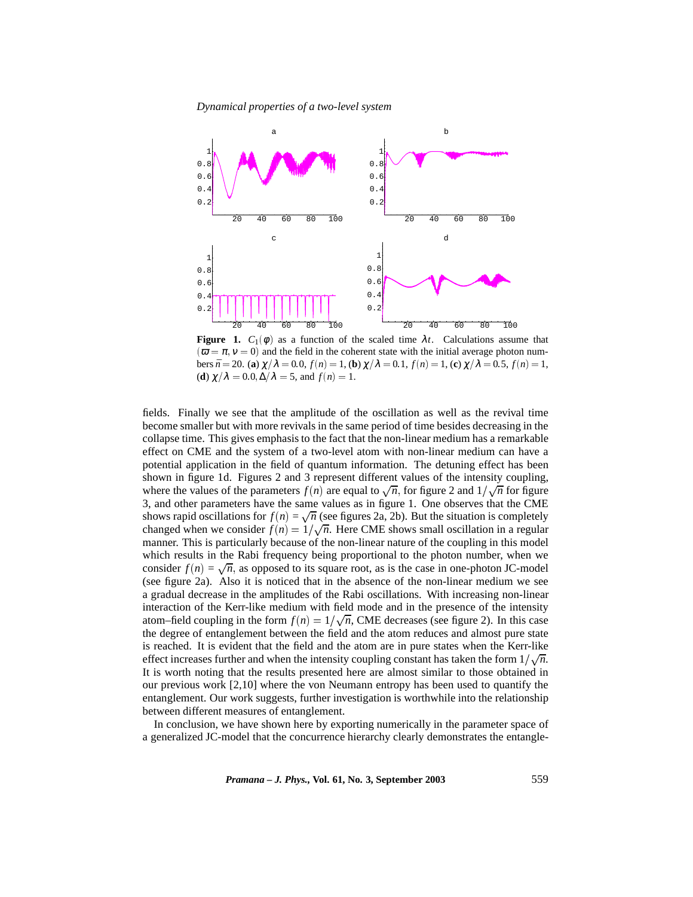**Figure 1.** $C_1(\phi)$ as a function of the scaled time $\lambda t$. Calculations assume that $(\varpi = \pi, \nu = 0)$ and the field in the coherent state with the initial average photon numbers $\bar{n} = 20$. (**a**) $\chi/\lambda = 0.0$, $f(n) = 1$, (**b**) $\chi/\lambda = 0.1$, $f(n) = 1$, (**c**) $\chi/\lambda = 0.5$, $f(n) = 1$, (**d**) $\chi/\lambda = 0.0, \Delta/\lambda = 5$, and $f(n) = 1$.

fields. Finally we see that the amplitude of the oscillation as well as the revival time become smaller but with more revivals in the same period of time besides decreasing in the collapse time. This gives emphasis to the fact that the non-linear medium has a remarkable effect on CME and the system of a two-level atom with non-linear medium can have a potential application in the field of quantum information. The detuning effect has been shown in figure 1d. Figures 2 and 3 represent different values of the intensity coupling, where the values of the parameters $f(n)$ are equal to $\sqrt{n}$, for figure 2 and $1/\sqrt{n}$ for figure 3, and other parameters have the same values as in figure 1. One observes that the CME shows rapid oscillations for $f(n) = \sqrt{n}$ (see figures 2a, 2b). But the situation is completely changed when we consider $f(n) = 1/\sqrt{n}$. Here CME shows small oscillation in a regular manner. This is particularly because of the non-linear nature of the coupling in this model which results in the Rabi frequency being proportional to the photon number, when we consider $f(n) = \sqrt{n}$, as opposed to its square root, as is the case in one-photon JC-model (see figure 2a). Also it is noticed that in the absence of the non-linear medium we see a gradual decrease in the amplitudes of the Rabi oscillations. With increasing non-linear interaction of the Kerr-like medium with field mode and in the presence of the intensity atom–field coupling in the form $f(n) = 1/\sqrt{n}$, CME decreases (see figure 2). In this case the degree of entanglement between the field and the atom reduces and almost pure state is reached. It is evident that the field and the atom are in pure states when the Kerr-like effect increases further and when the intensity coupling constant has taken the form $1/\sqrt{n}$. It is worth noting that the results presented here are almost similar to those obtained in our previous work [2,10] where the von Neumann entropy has been used to quantify the entanglement. Our work suggests, further investigation is worthwhile into the relationship between different measures of entanglement.

In conclusion, we have shown here by exporting numerically in the parameter space of a generalized JC-model that the concurrence hierarchy clearly demonstrates the entangle-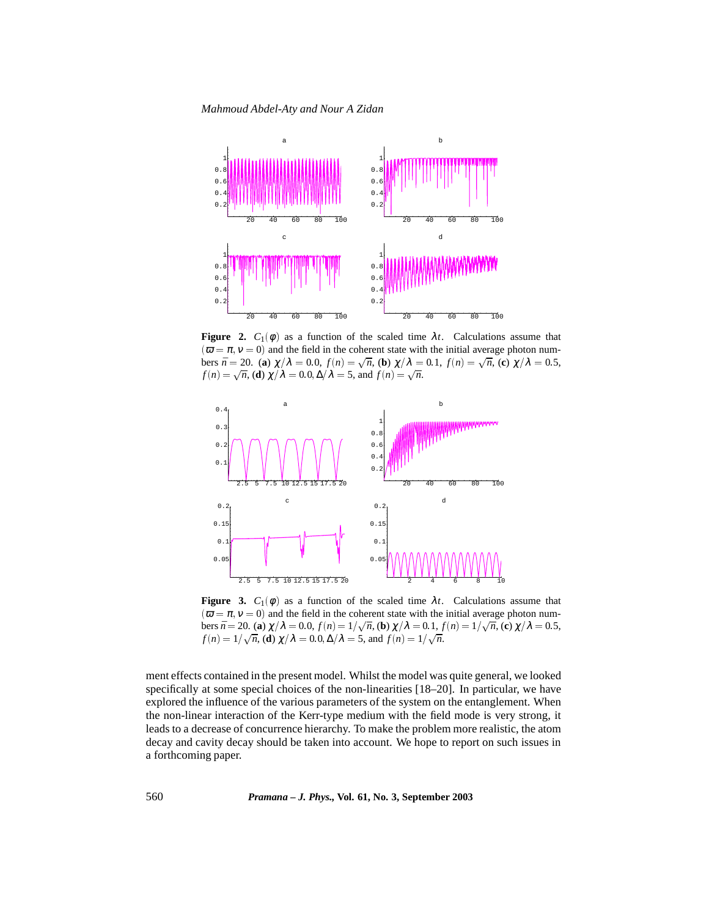**Figure 2.** $C_1(\phi)$ as a function of the scaled time $\lambda t$. Calculations assume that $(\varpi = \pi, \nu = 0)$ and the field in the coherent state with the initial average photon numbers $\bar{n} = 20$. (**a**) $\chi/\lambda = 0.0$, $f(n) = \sqrt{n}$, (**b**) $\chi/\lambda = 0.1$, $f(n) = \sqrt{n}$, (**c**) $\chi/\lambda = 0.5$, $f(n) = \sqrt{n}$, (**d**) $\chi/\lambda = 0.0, \Delta/\lambda = 5$, and $f(n) = \sqrt{n}$.

**Figure 3.** $C_1(\phi)$ as a function of the scaled time $\lambda t$. Calculations assume that $(\varpi = \pi, \nu = 0)$ and the field in the coherent state with the initial average photon numbers $\bar{n} = 20$. (**a**) $\chi/\lambda = 0.0$, $f(n) = 1/\sqrt{n}$, (**b**) $\chi/\lambda = 0.1$, $f(n) = 1/\sqrt{n}$, (**c**) $\chi/\lambda = 0.5$, $f(n) = 1/\sqrt{n}$, (**d**) $\chi/\lambda = 0.0, \Delta/\lambda = 5$, and $f(n) = 1/\sqrt{n}$.

ment effects contained in the present model. Whilst the model was quite general, we looked specifically at some special choices of the non-linearities [18–20]. In particular, we have explored the influence of the various parameters of the system on the entanglement. When the non-linear interaction of the Kerr-type medium with the field mode is very strong, it leads to a decrease of concurrence hierarchy. To make the problem more realistic, the atom decay and cavity decay should be taken into account. We hope to report on such issues in a forthcoming paper.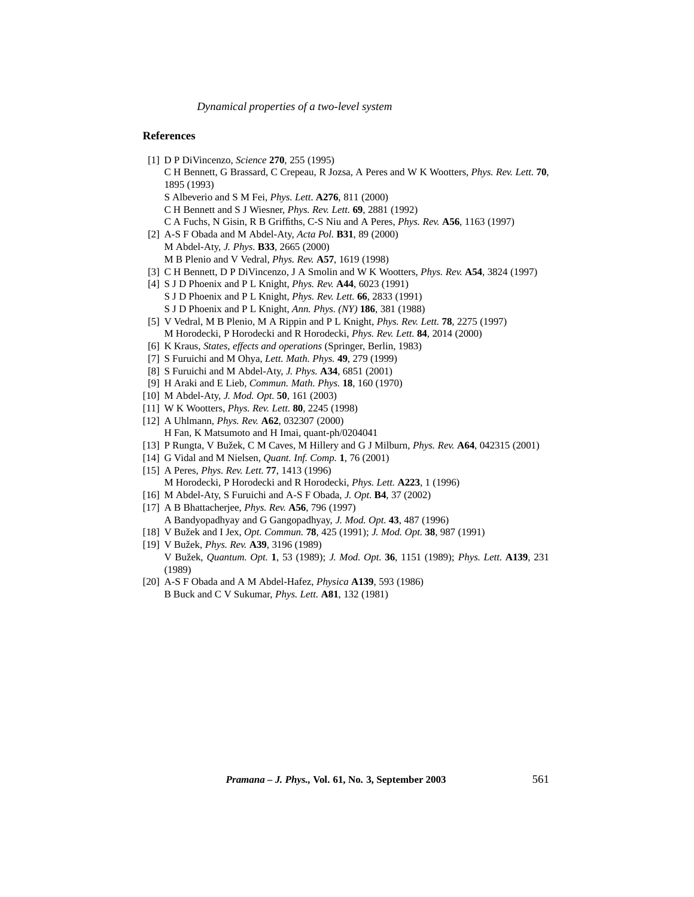## References

[1] D P DiVincenzo, *Science* **270**, 255 (1995)
C H Bennett, G Brassard, C Crepeau, R Jozsa, A Peres and W K Wootters, *Phys. Rev. Lett.* **70**, 1895 (1993)
S Albeverio and S M Fei, *Phys. Lett.* **A276**, 811 (2000)
C H Bennett and S J Wiesner, *Phys. Rev. Lett.* **69**, 2881 (1992)
C A Fuchs, N Gisin, R B Griffiths, C-S Niu and A Peres, *Phys. Rev.* **A56**, 1163 (1997)

[2] A-S F Obada and M Abdel-Aty, *Acta Pol.* **B31**, 89 (2000)
M Abdel-Aty, *J. Phys.* **B33**, 2665 (2000)
M B Plenio and V Vedral, *Phys. Rev.* **A57**, 1619 (1998)

[3] C H Bennett, D P DiVincenzo, J A Smolin and W K Wootters, *Phys. Rev.* **A54**, 3824 (1997)

[4] S J D Phoenix and P L Knight, *Phys. Rev.* **A44**, 6023 (1991)
S J D Phoenix and P L Knight, *Phys. Rev. Lett.* **66**, 2833 (1991)
S J D Phoenix and P L Knight, *Ann. Phys. (NY)* **186**, 381 (1988)

[5] V Vedral, M B Plenio, M A Rippin and P L Knight, *Phys. Rev. Lett.* **78**, 2275 (1997)
M Horodecki, P Horodecki and R Horodecki, *Phys. Rev. Lett.* **84**, 2014 (2000)

[6] K Kraus, *States, effects and operations* (Springer, Berlin, 1983)

[7] S Furuichi and M Ohya, *Lett. Math. Phys.* **49**, 279 (1999)

[8] S Furuichi and M Abdel-Aty, *J. Phys.* **A34**, 6851 (2001)

[9] H Araki and E Lieb, *Commun. Math. Phys.* **18**, 160 (1970)

[10] M Abdel-Aty, *J. Mod. Opt.* **50**, 161 (2003)

[11] W K Wootters, *Phys. Rev. Lett.* **80**, 2245 (1998)

[12] A Uhlmann, *Phys. Rev.* **A62**, 032307 (2000)
H Fan, K Matsumoto and H Imai, quant-ph/0204041

[13] P Rungta, V Bužek, C M Caves, M Hillery and G J Milburn, *Phys. Rev.* **A64**, 042315 (2001)

[14] G Vidal and M Nielsen, *Quant. Inf. Comp.* **1**, 76 (2001)

[15] A Peres, *Phys. Rev. Lett.* **77**, 1413 (1996)
M Horodecki, P Horodecki and R Horodecki, *Phys. Lett.* **A223**, 1 (1996)

[16] M Abdel-Aty, S Furuichi and A-S F Obada, *J. Opt.* **B4**, 37 (2002)

[17] A B Bhattacherjee, *Phys. Rev.* **A56**, 796 (1997)
A Bandyopadhyay and G Gangopadhyay, *J. Mod. Opt.* **43**, 487 (1996)

[18] V Bužek and I Jex, *Opt. Commun.* **78**, 425 (1991); *J. Mod. Opt.* **38**, 987 (1991)

[19] V Bužek, *Phys. Rev.* **A39**, 3196 (1989)
V Bužek, *Quantum. Opt.* **1**, 53 (1989); *J. Mod. Opt.* **36**, 1151 (1989); *Phys. Lett.* **A139**, 231 (1989)

[20] A-S F Obada and A M Abdel-Hafez, *Physica* **A139**, 593 (1986)
B Buck and C V Sukumar, *Phys. Lett.* **A81**, 132 (1981)